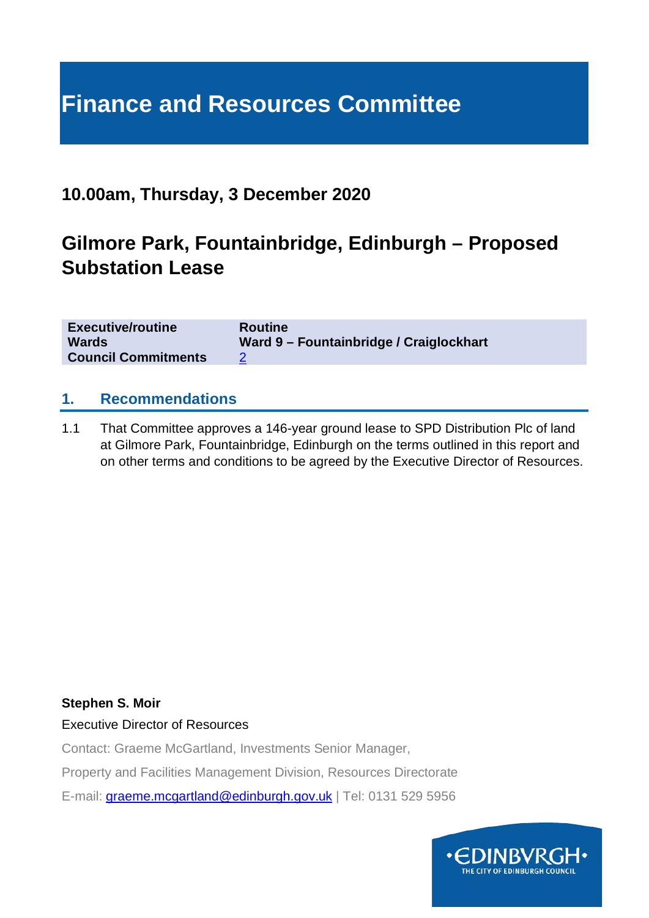# Finance and Resources Committee

## 10.00am, Thursday, 3 December 2020

## Gilmore Park, Fountainbridge, Edinburgh – Proposed Substation Lease

| | |
|---|---|
| **Executive/routine** | **Routine** |
| **Wards** | **Ward 9 – Fountainbridge / Craiglockhart** |
| **Council Commitments** | 2 |

## 1. Recommendations

1.1 That Committee approves a 146-year ground lease to SPD Distribution Plc of land at Gilmore Park, Fountainbridge, Edinburgh on the terms outlined in this report and on other terms and conditions to be agreed by the Executive Director of Resources.

**Stephen S. Moir**

Executive Director of Resources

Contact: Graeme McGartland, Investments Senior Manager,

Property and Facilities Management Division, Resources Directorate

E-mail: graeme.mcgartland@edinburgh.gov.uk | Tel: 0131 529 5956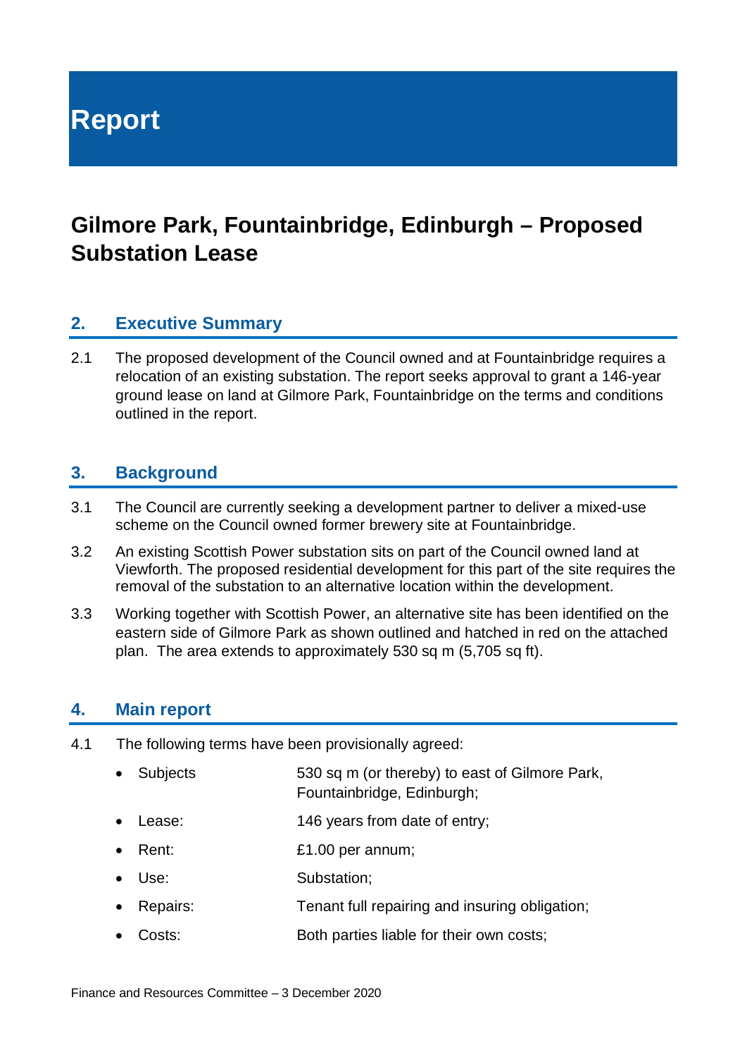# Report

## Gilmore Park, Fountainbridge, Edinburgh – Proposed Substation Lease

### 2. Executive Summary

2.1 The proposed development of the Council owned and at Fountainbridge requires a relocation of an existing substation. The report seeks approval to grant a 146-year ground lease on land at Gilmore Park, Fountainbridge on the terms and conditions outlined in the report.

### 3. Background

3.1 The Council are currently seeking a development partner to deliver a mixed-use scheme on the Council owned former brewery site at Fountainbridge.

3.2 An existing Scottish Power substation sits on part of the Council owned land at Viewforth. The proposed residential development for this part of the site requires the removal of the substation to an alternative location within the development.

3.3 Working together with Scottish Power, an alternative site has been identified on the eastern side of Gilmore Park as shown outlined and hatched in red on the attached plan. The area extends to approximately 530 sq m (5,705 sq ft).

### 4. Main report

4.1 The following terms have been provisionally agreed:

- Subjects 530 sq m (or thereby) to east of Gilmore Park, Fountainbridge, Edinburgh;
- Lease: 146 years from date of entry;
- Rent: £1.00 per annum;
- Use: Substation;
- Repairs: Tenant full repairing and insuring obligation;
- Costs: Both parties liable for their own costs;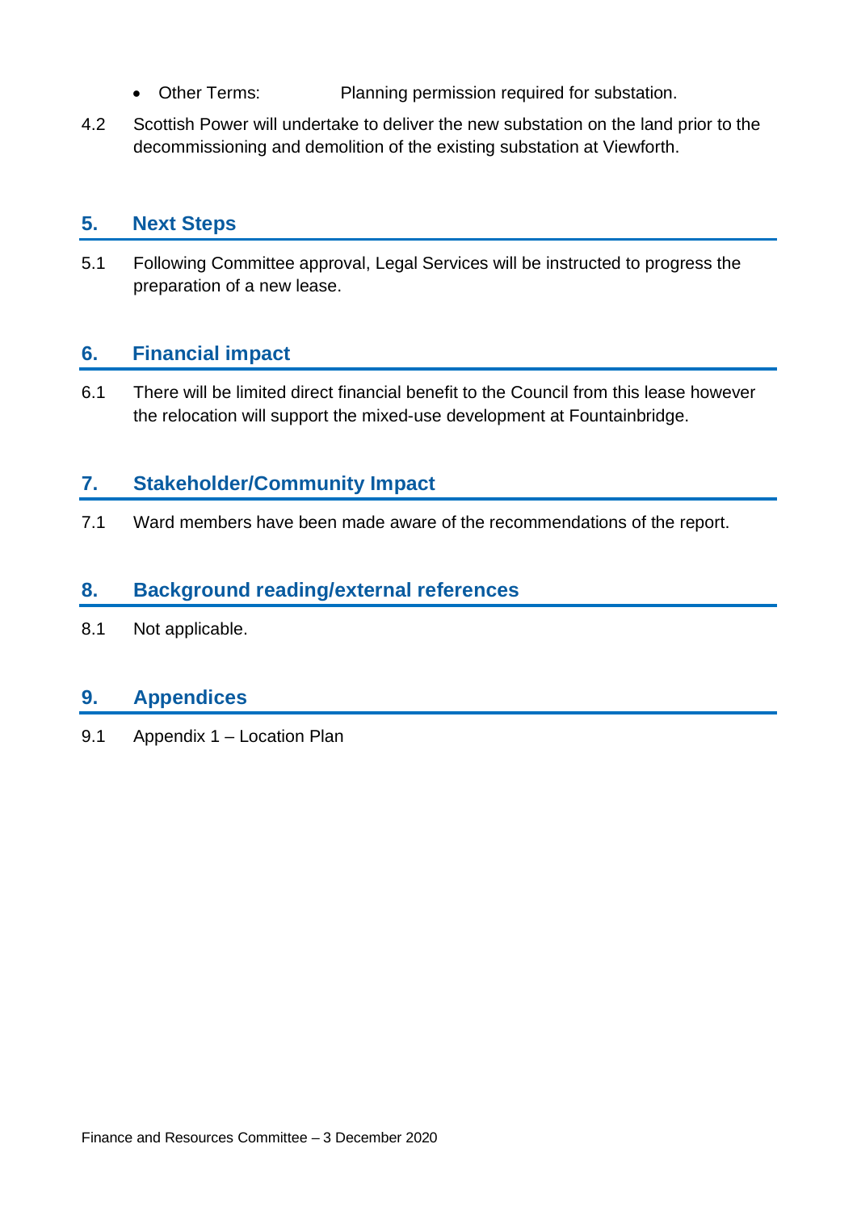- Other Terms: Planning permission required for substation.

4.2 Scottish Power will undertake to deliver the new substation on the land prior to the decommissioning and demolition of the existing substation at Viewforth.

## 5. Next Steps

5.1 Following Committee approval, Legal Services will be instructed to progress the preparation of a new lease.

## 6. Financial impact

6.1 There will be limited direct financial benefit to the Council from this lease however the relocation will support the mixed-use development at Fountainbridge.

## 7. Stakeholder/Community Impact

7.1 Ward members have been made aware of the recommendations of the report.

## 8. Background reading/external references

8.1 Not applicable.

## 9. Appendices

9.1 Appendix 1 – Location Plan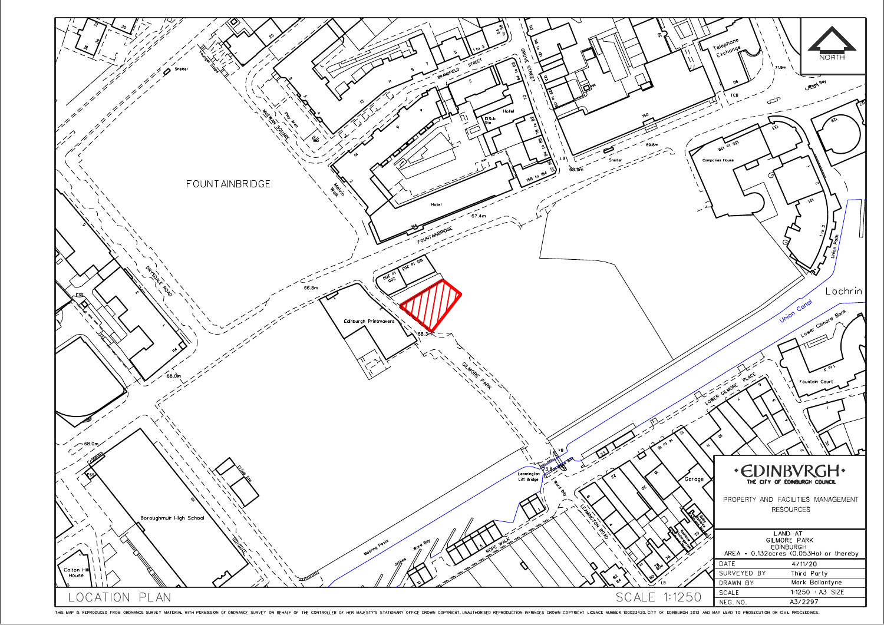LOCATION PLAN

SCALE 1:1250

NORTH

·EDINBVRGH·
THE CITY OF EDINBURGH COUNCIL

PROPERTY AND FACILITIES MANAGEMENT
RESOURCES

LAND AT
GILMORE PARK
EDINBURGH
AREA - 0.132acres (0.053Ha) or thereby

| | |
|---|---|
| DATE | 4/11/20 |
| SURVEYED BY | Third Party |
| DRAWN BY | Mark Ballantyne |
| SCALE | 1:1250 : A3 SIZE |
| NEG. NO. | A3/2297 |

THIS MAP IS REPRODUCED FROM ORDNANCE SURVEY MATERIAL WITH PERMISSION OF ORDNANCE SURVEY ON BEHALF OF THE CONTROLLER OF HER MAJESTY'S STATIONARY OFFICE CROWN COPYRIGHT. UNAUTHORISED REPRODUCTION INFRINGES CROWN COPYRIGHT LICENCE NUMBER 100023420. CITY OF EDINBURGH 2013 AND MAY LEAD TO PROSECUTION OR CIVIL PROCEEDINGS.